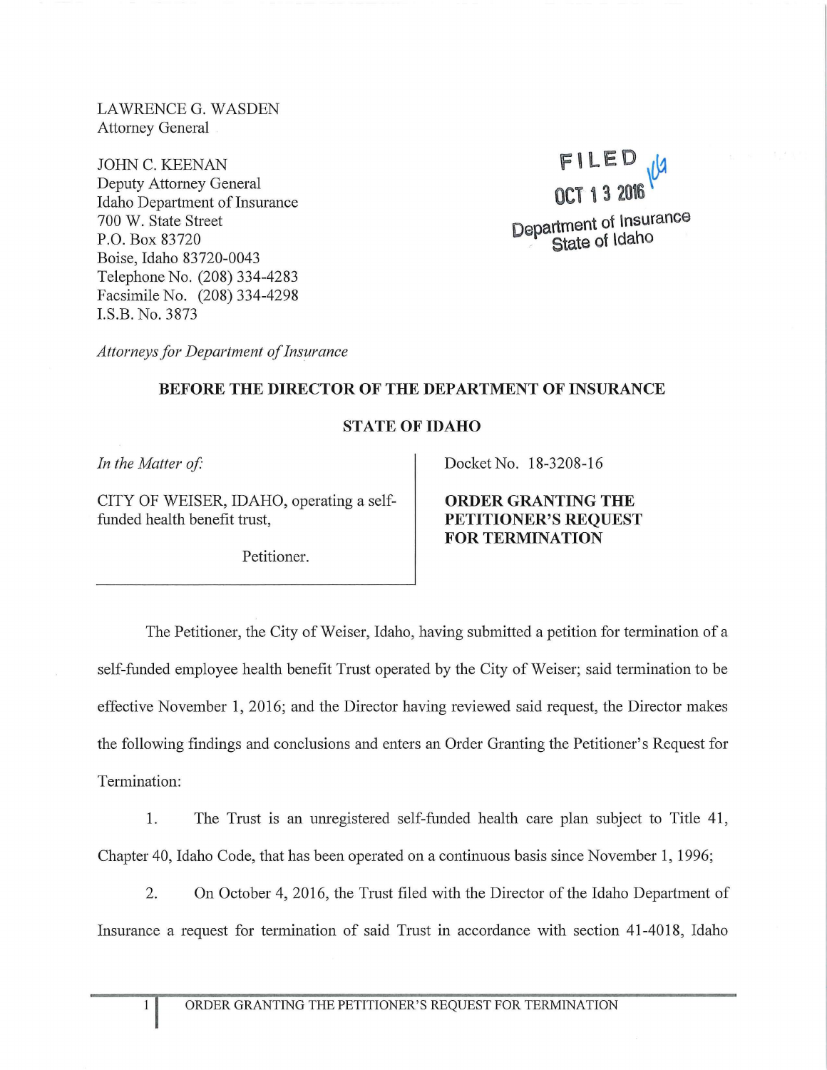LAWRENCE G. WASDEN
Attorney General

JOHN C. KEENAN
Deputy Attorney General
Idaho Department of Insurance
700 W. State Street
P.O. Box 83720
Boise, Idaho 83720-0043
Telephone No. (208) 334-4283
Facsimile No. (208) 334-4298
I.S.B. No. 3873

FILED
OCT 13 2016
Department of Insurance
State of Idaho

*Attorneys for Department of Insurance*

**BEFORE THE DIRECTOR OF THE DEPARTMENT OF INSURANCE**

**STATE OF IDAHO**

| | |
|---|---|
| *In the Matter of:* <br><br> CITY OF WEISER, IDAHO, operating a self-funded health benefit trust, <br><br> Petitioner. | Docket No. 18-3208-16 <br><br> **ORDER GRANTING THE PETITIONER'S REQUEST FOR TERMINATION** |

The Petitioner, the City of Weiser, Idaho, having submitted a petition for termination of a self-funded employee health benefit Trust operated by the City of Weiser; said termination to be effective November 1, 2016; and the Director having reviewed said request, the Director makes the following findings and conclusions and enters an Order Granting the Petitioner's Request for Termination:

1. The Trust is an unregistered self-funded health care plan subject to Title 41, Chapter 40, Idaho Code, that has been operated on a continuous basis since November 1, 1996;

2. On October 4, 2016, the Trust filed with the Director of the Idaho Department of Insurance a request for termination of said Trust in accordance with section 41-4018, Idaho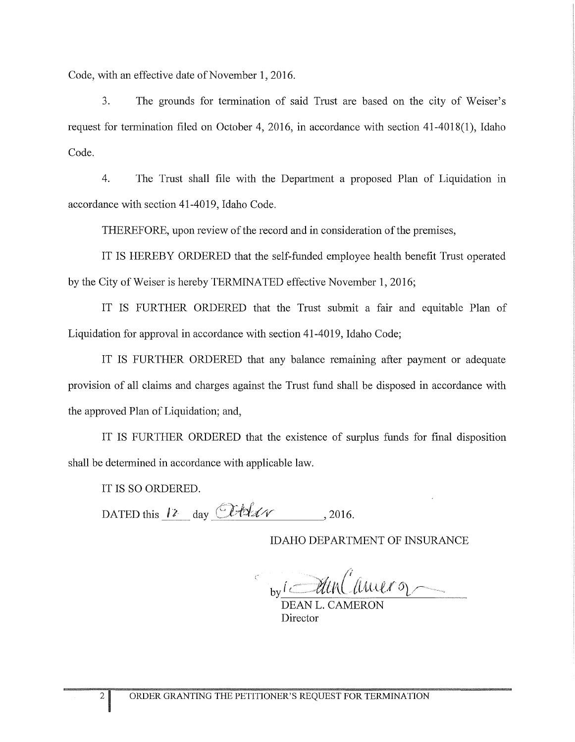Code, with an effective date of November 1, 2016.

3. The grounds for termination of said Trust are based on the city of Weiser's request for termination filed on October 4, 2016, in accordance with section 41-4018(1), Idaho Code.

4. The Trust shall file with the Department a proposed Plan of Liquidation in accordance with section 41-4019, Idaho Code.

THEREFORE, upon review of the record and in consideration of the premises,

IT IS HEREBY ORDERED that the self-funded employee health benefit Trust operated by the City of Weiser is hereby TERMINATED effective November 1, 2016;

IT IS FURTHER ORDERED that the Trust submit a fair and equitable Plan of Liquidation for approval in accordance with section 41-4019, Idaho Code;

IT IS FURTHER ORDERED that any balance remaining after payment or adequate provision of all claims and charges against the Trust fund shall be disposed in accordance with the approved Plan of Liquidation; and,

IT IS FURTHER ORDERED that the existence of surplus funds for final disposition shall be determined in accordance with applicable law.

IT IS SO ORDERED.

DATED this 12 day October, 2016.

IDAHO DEPARTMENT OF INSURANCE

by Dean Cameron

DEAN L. CAMERON
Director

ORDER GRANTING THE PETITIONER'S REQUEST FOR TERMINATION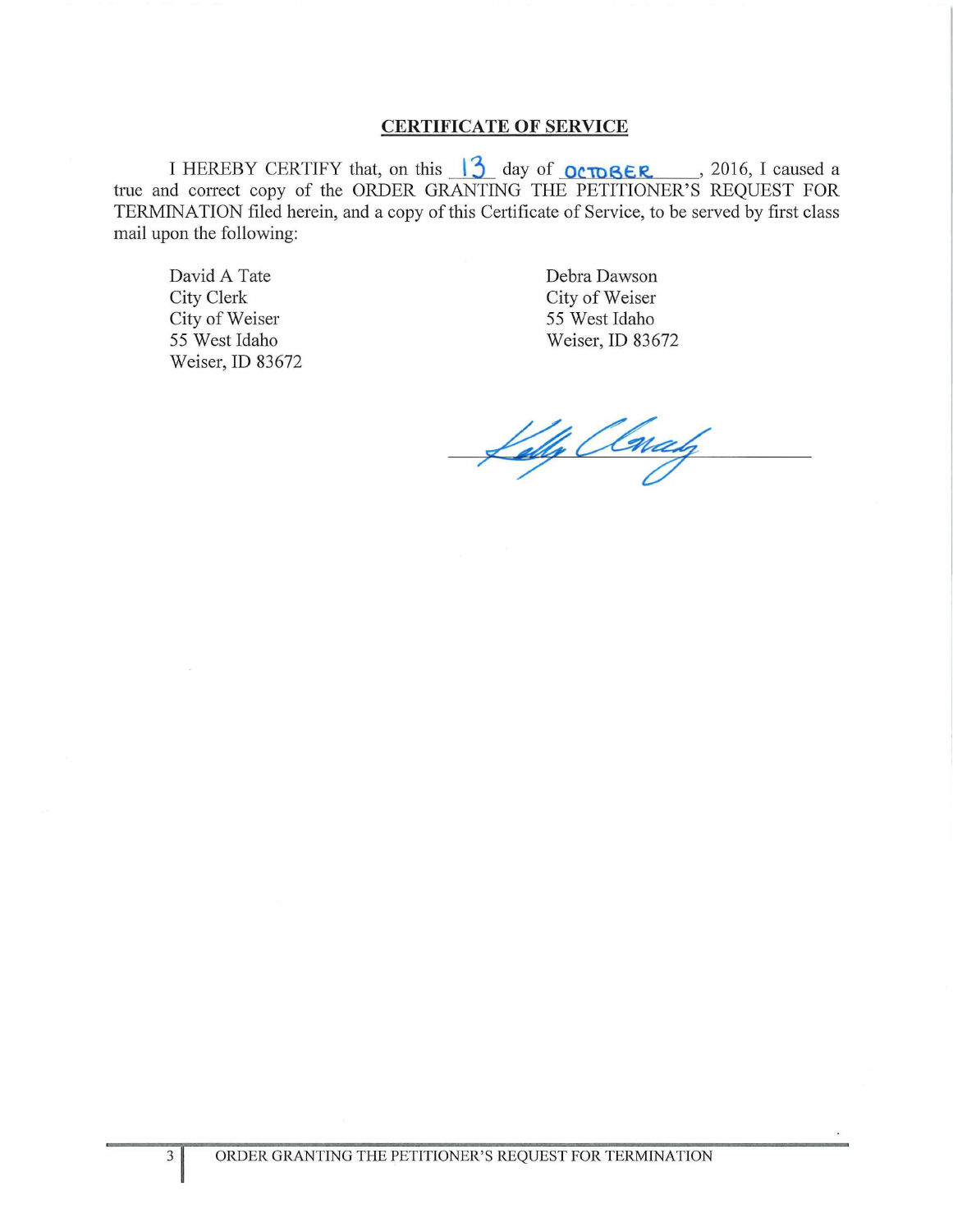## CERTIFICATE OF SERVICE

I HEREBY CERTIFY that, on this 13 day of OCTOBER, 2016, I caused a true and correct copy of the ORDER GRANTING THE PETITIONER'S REQUEST FOR TERMINATION filed herein, and a copy of this Certificate of Service, to be served by first class mail upon the following:

David A Tate
City Clerk
City of Weiser
55 West Idaho
Weiser, ID 83672

Debra Dawson
City of Weiser
55 West Idaho
Weiser, ID 83672